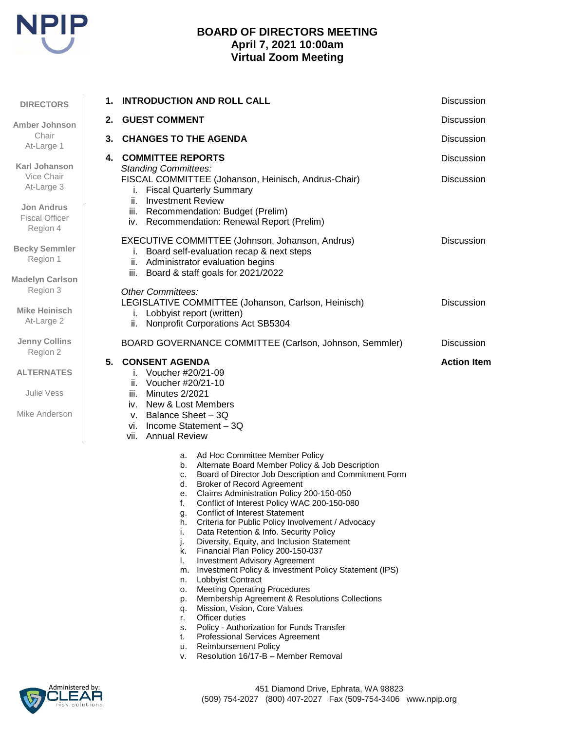NPIP

# BOARD OF DIRECTORS MEETING
## April 7, 2021 10:00am
## Virtual Zoom Meeting

**DIRECTORS**

**Amber Johnson**
Chair
At-Large 1

**Karl Johanson**
Vice Chair
At-Large 3

**Jon Andrus**
Fiscal Officer
Region 4

**Becky Semmler**
Region 1

**Madelyn Carlson**
Region 3

**Mike Heinisch**
At-Large 2

**Jenny Collins**
Region 2

**ALTERNATES**

Julie Vess

Mike Anderson

---

1. **INTRODUCTION AND ROLL CALL** — Discussion
2. **GUEST COMMENT** — Discussion
3. **CHANGES TO THE AGENDA** — Discussion
4. **COMMITTEE REPORTS** — Discussion

   *Standing Committees:*

   FISCAL COMMITTEE (Johanson, Heinisch, Andrus-Chair) — Discussion
   - i. Fiscal Quarterly Summary
   - ii. Investment Review
   - iii. Recommendation: Budget (Prelim)
   - iv. Recommendation: Renewal Report (Prelim)

   EXECUTIVE COMMITTEE (Johnson, Johanson, Andrus) — Discussion
   - i. Board self-evaluation recap & next steps
   - ii. Administrator evaluation begins
   - iii. Board & staff goals for 2021/2022

   *Other Committees:*

   LEGISLATIVE COMMITTEE (Johanson, Carlson, Heinisch) — Discussion
   - i. Lobbyist report (written)
   - ii. Nonprofit Corporations Act SB5304

   BOARD GOVERNANCE COMMITTEE (Carlson, Johnson, Semmler) — Discussion

5. **CONSENT AGENDA** — **Action Item**
   - i. Voucher #20/21-09
   - ii. Voucher #20/21-10
   - iii. Minutes 2/2021
   - iv. New & Lost Members
   - v. Balance Sheet – 3Q
   - vi. Income Statement – 3Q
   - vii. Annual Review
     - a. Ad Hoc Committee Member Policy
     - b. Alternate Board Member Policy & Job Description
     - c. Board of Director Job Description and Commitment Form
     - d. Broker of Record Agreement
     - e. Claims Administration Policy 200-150-050
     - f. Conflict of Interest Policy WAC 200-150-080
     - g. Conflict of Interest Statement
     - h. Criteria for Public Policy Involvement / Advocacy
     - i. Data Retention & Info. Security Policy
     - j. Diversity, Equity, and Inclusion Statement
     - k. Financial Plan Policy 200-150-037
     - l. Investment Advisory Agreement
     - m. Investment Policy & Investment Policy Statement (IPS)
     - n. Lobbyist Contract
     - o. Meeting Operating Procedures
     - p. Membership Agreement & Resolutions Collections
     - q. Mission, Vision, Core Values
     - r. Officer duties
     - s. Policy - Authorization for Funds Transfer
     - t. Professional Services Agreement
     - u. Reimbursement Policy
     - v. Resolution 16/17-B – Member Removal

Administered by: CLEAR risk solutions

451 Diamond Drive, Ephrata, WA 98823
(509) 754-2027 (800) 407-2027 Fax (509-754-3406 www.npip.org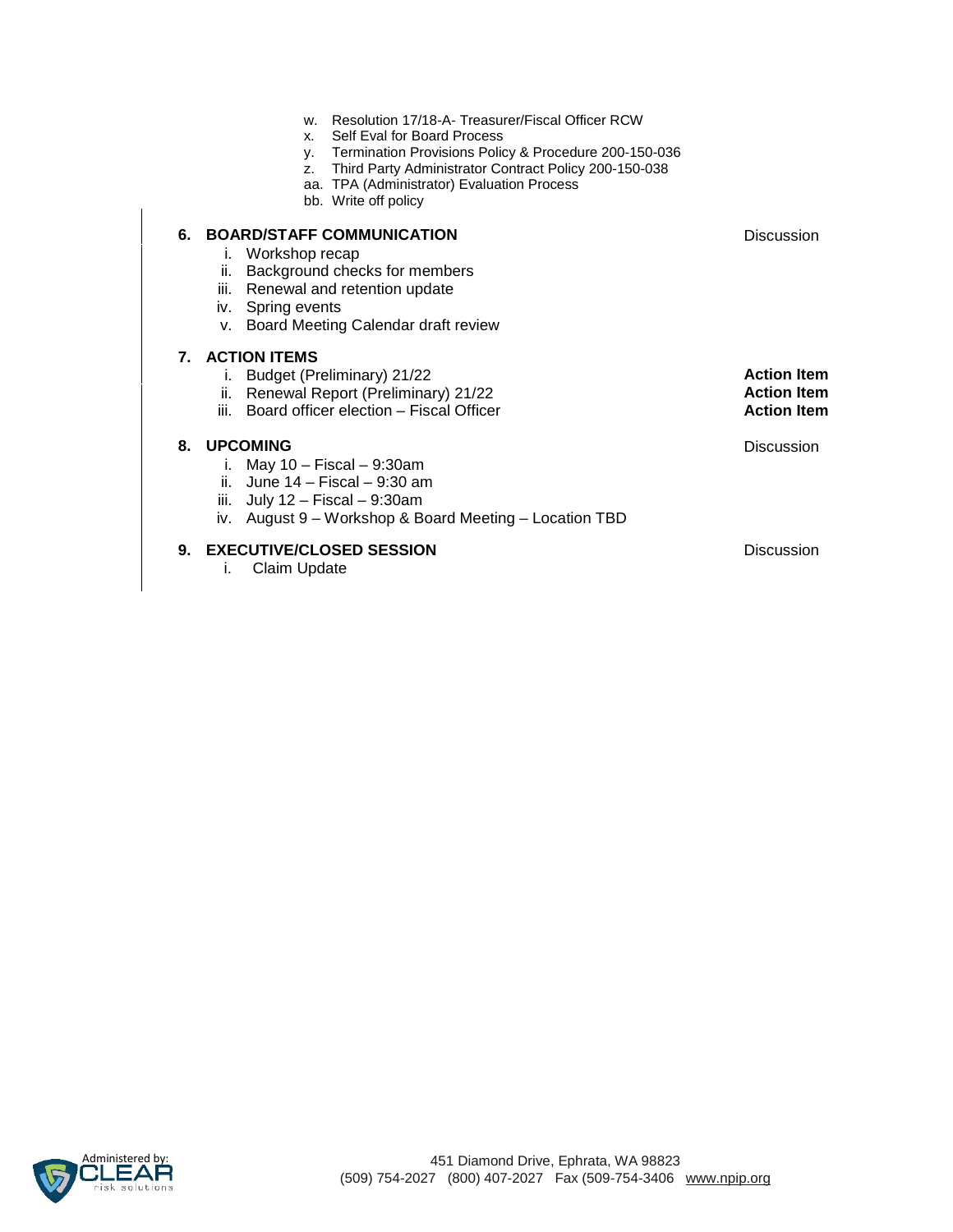w. Resolution 17/18-A- Treasurer/Fiscal Officer RCW
x. Self Eval for Board Process
y. Termination Provisions Policy & Procedure 200-150-036
z. Third Party Administrator Contract Policy 200-150-038
aa. TPA (Administrator) Evaluation Process
bb. Write off policy

**6. BOARD/STAFF COMMUNICATION** — Discussion

i. Workshop recap
ii. Background checks for members
iii. Renewal and retention update
iv. Spring events
v. Board Meeting Calendar draft review

**7. ACTION ITEMS**

i. Budget (Preliminary) 21/22 — **Action Item**
ii. Renewal Report (Preliminary) 21/22 — **Action Item**
iii. Board officer election – Fiscal Officer — **Action Item**

**8. UPCOMING** — Discussion

i. May 10 – Fiscal – 9:30am
ii. June 14 – Fiscal – 9:30 am
iii. July 12 – Fiscal – 9:30am
iv. August 9 – Workshop & Board Meeting – Location TBD

**9. EXECUTIVE/CLOSED SESSION** — Discussion

i. Claim Update

Administered by: CLEAR risk solutions

451 Diamond Drive, Ephrata, WA 98823
(509) 754-2027 (800) 407-2027 Fax (509-754-3406 www.npip.org